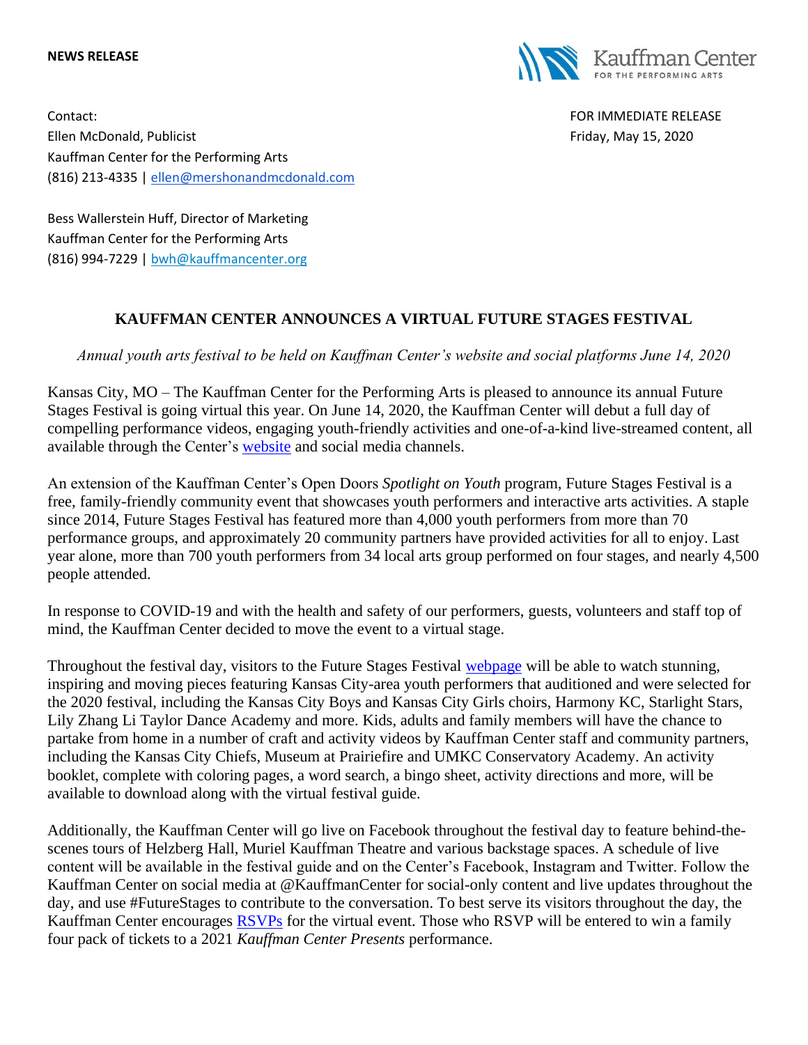**NEWS RELEASE**

Kauffman Center FOR THE PERFORMING ARTS

Contact:
Ellen McDonald, Publicist
Kauffman Center for the Performing Arts
(816) 213-4335 | ellen@mershonandmcdonald.com

FOR IMMEDIATE RELEASE
Friday, May 15, 2020

Bess Wallerstein Huff, Director of Marketing
Kauffman Center for the Performing Arts
(816) 994-7229 | bwh@kauffmancenter.org

# KAUFFMAN CENTER ANNOUNCES A VIRTUAL FUTURE STAGES FESTIVAL

*Annual youth arts festival to be held on Kauffman Center's website and social platforms June 14, 2020*

Kansas City, MO – The Kauffman Center for the Performing Arts is pleased to announce its annual Future Stages Festival is going virtual this year. On June 14, 2020, the Kauffman Center will debut a full day of compelling performance videos, engaging youth-friendly activities and one-of-a-kind live-streamed content, all available through the Center's website and social media channels.

An extension of the Kauffman Center's Open Doors *Spotlight on Youth* program, Future Stages Festival is a free, family-friendly community event that showcases youth performers and interactive arts activities. A staple since 2014, Future Stages Festival has featured more than 4,000 youth performers from more than 70 performance groups, and approximately 20 community partners have provided activities for all to enjoy. Last year alone, more than 700 youth performers from 34 local arts group performed on four stages, and nearly 4,500 people attended.

In response to COVID-19 and with the health and safety of our performers, guests, volunteers and staff top of mind, the Kauffman Center decided to move the event to a virtual stage.

Throughout the festival day, visitors to the Future Stages Festival webpage will be able to watch stunning, inspiring and moving pieces featuring Kansas City-area youth performers that auditioned and were selected for the 2020 festival, including the Kansas City Boys and Kansas City Girls choirs, Harmony KC, Starlight Stars, Lily Zhang Li Taylor Dance Academy and more. Kids, adults and family members will have the chance to partake from home in a number of craft and activity videos by Kauffman Center staff and community partners, including the Kansas City Chiefs, Museum at Prairiefire and UMKC Conservatory Academy. An activity booklet, complete with coloring pages, a word search, a bingo sheet, activity directions and more, will be available to download along with the virtual festival guide.

Additionally, the Kauffman Center will go live on Facebook throughout the festival day to feature behind-the-scenes tours of Helzberg Hall, Muriel Kauffman Theatre and various backstage spaces. A schedule of live content will be available in the festival guide and on the Center's Facebook, Instagram and Twitter. Follow the Kauffman Center on social media at @KauffmanCenter for social-only content and live updates throughout the day, and use #FutureStages to contribute to the conversation. To best serve its visitors throughout the day, the Kauffman Center encourages RSVPs for the virtual event. Those who RSVP will be entered to win a family four pack of tickets to a 2021 *Kauffman Center Presents* performance.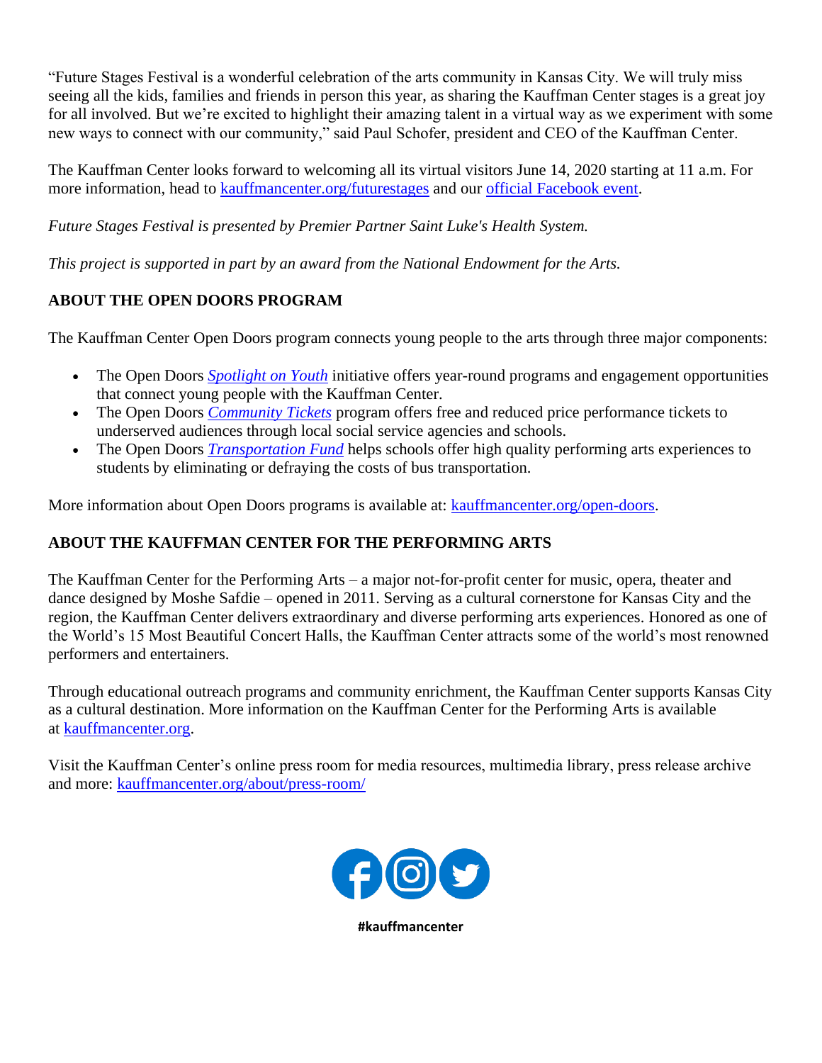"Future Stages Festival is a wonderful celebration of the arts community in Kansas City. We will truly miss seeing all the kids, families and friends in person this year, as sharing the Kauffman Center stages is a great joy for all involved. But we're excited to highlight their amazing talent in a virtual way as we experiment with some new ways to connect with our community," said Paul Schofer, president and CEO of the Kauffman Center.

The Kauffman Center looks forward to welcoming all its virtual visitors June 14, 2020 starting at 11 a.m. For more information, head to kauffmancenter.org/futurestages and our official Facebook event.

*Future Stages Festival is presented by Premier Partner Saint Luke's Health System.*

*This project is supported in part by an award from the National Endowment for the Arts.*

**ABOUT THE OPEN DOORS PROGRAM**

The Kauffman Center Open Doors program connects young people to the arts through three major components:

- The Open Doors *Spotlight on Youth* initiative offers year-round programs and engagement opportunities that connect young people with the Kauffman Center.
- The Open Doors *Community Tickets* program offers free and reduced price performance tickets to underserved audiences through local social service agencies and schools.
- The Open Doors *Transportation Fund* helps schools offer high quality performing arts experiences to students by eliminating or defraying the costs of bus transportation.

More information about Open Doors programs is available at: kauffmancenter.org/open-doors.

**ABOUT THE KAUFFMAN CENTER FOR THE PERFORMING ARTS**

The Kauffman Center for the Performing Arts – a major not-for-profit center for music, opera, theater and dance designed by Moshe Safdie – opened in 2011. Serving as a cultural cornerstone for Kansas City and the region, the Kauffman Center delivers extraordinary and diverse performing arts experiences. Honored as one of the World's 15 Most Beautiful Concert Halls, the Kauffman Center attracts some of the world's most renowned performers and entertainers.

Through educational outreach programs and community enrichment, the Kauffman Center supports Kansas City as a cultural destination. More information on the Kauffman Center for the Performing Arts is available at kauffmancenter.org.

Visit the Kauffman Center's online press room for media resources, multimedia library, press release archive and more: kauffmancenter.org/about/press-room/

**#kauffmancenter**